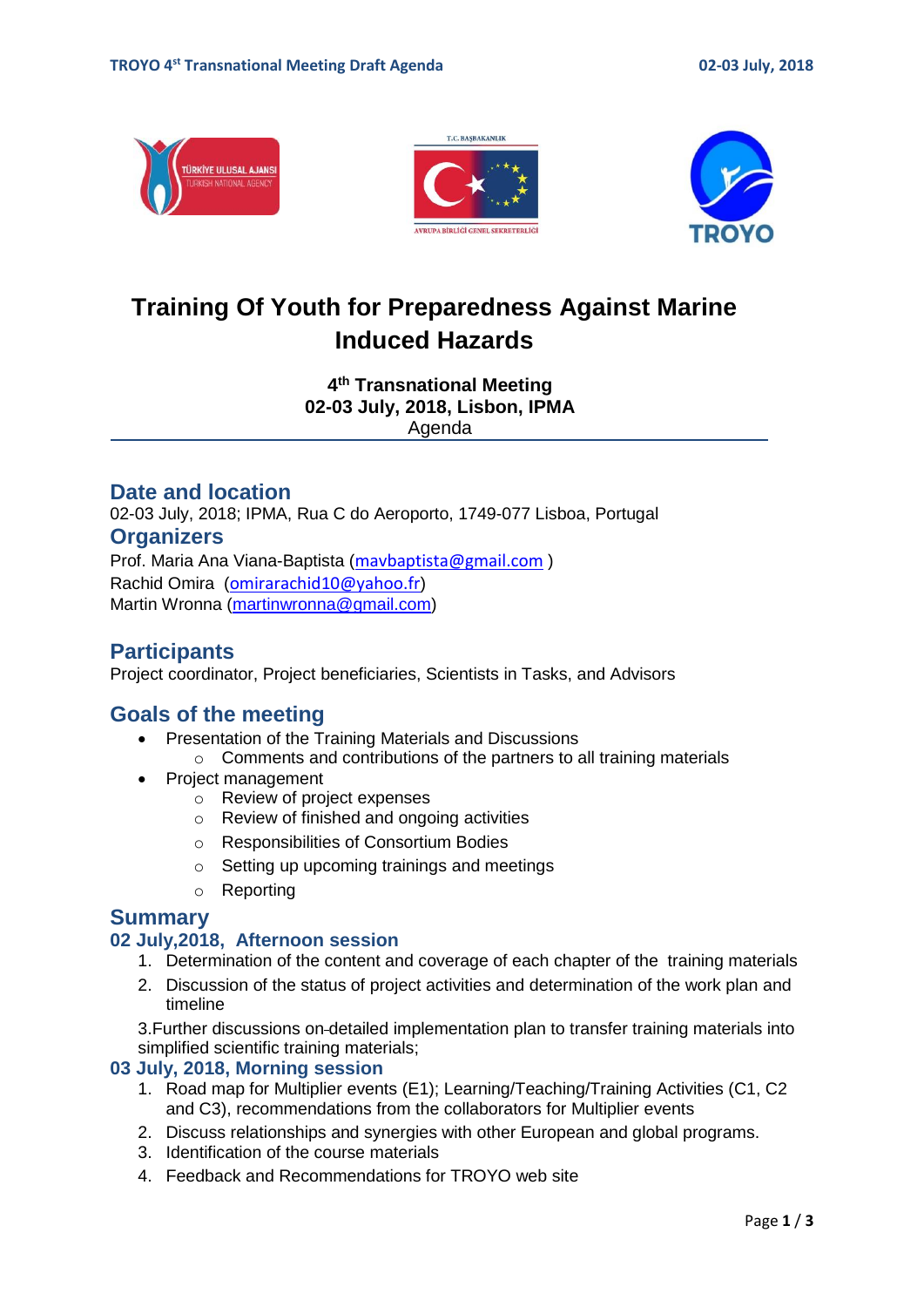# Training Of Youth for Preparedness Against Marine Induced Hazards

**4th Transnational Meeting**
**02-03 July, 2018, Lisbon, IPMA**
Agenda

## Date and location

02-03 July, 2018; IPMA, Rua C do Aeroporto, 1749-077 Lisboa, Portugal

## Organizers

Prof. Maria Ana Viana-Baptista (mavbaptista@gmail.com )
Rachid Omira (omirarachid10@yahoo.fr)
Martin Wronna (martinwronna@gmail.com)

## Participants

Project coordinator, Project beneficiaries, Scientists in Tasks, and Advisors

## Goals of the meeting

- Presentation of the Training Materials and Discussions
  - Comments and contributions of the partners to all training materials
- Project management
  - Review of project expenses
  - Review of finished and ongoing activities
  - Responsibilities of Consortium Bodies
  - Setting up upcoming trainings and meetings
  - Reporting

## Summary

### 02 July,2018, Afternoon session

1. Determination of the content and coverage of each chapter of the training materials
2. Discussion of the status of project activities and determination of the work plan and timeline

3.Further discussions on detailed implementation plan to transfer training materials into simplified scientific training materials;

### 03 July, 2018, Morning session

1. Road map for Multiplier events (E1); Learning/Teaching/Training Activities (C1, C2 and C3), recommendations from the collaborators for Multiplier events
2. Discuss relationships and synergies with other European and global programs.
3. Identification of the course materials
4. Feedback and Recommendations for TROYO web site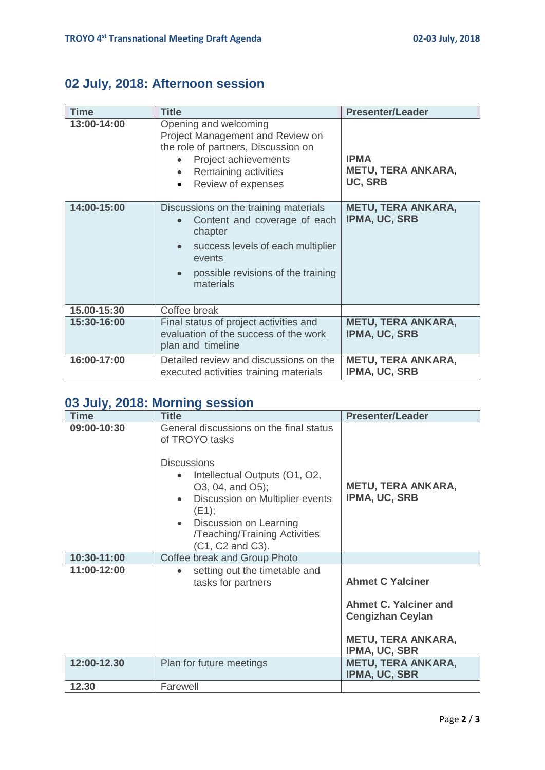## 02 July, 2018: Afternoon session

| Time | Title | Presenter/Leader |
|---|---|---|
| 13:00-14:00 | Opening and welcoming<br>Project Management and Review on the role of partners, Discussion on<br>• Project achievements<br>• Remaining activities<br>• Review of expenses | **IPMA**<br>**METU, TERA ANKARA, UC, SRB** |
| 14:00-15:00 | Discussions on the training materials<br>• Content and coverage of each chapter<br>• success levels of each multiplier events<br>• possible revisions of the training materials | **METU, TERA ANKARA, IPMA, UC, SRB** |
| 15.00-15:30 | Coffee break | |
| 15:30-16:00 | Final status of project activities and evaluation of the success of the work plan and timeline | **METU, TERA ANKARA, IPMA, UC, SRB** |
| 16:00-17:00 | Detailed review and discussions on the executed activities training materials | **METU, TERA ANKARA, IPMA, UC, SRB** |

## 03 July, 2018: Morning session

| Time | Title | Presenter/Leader |
|---|---|---|
| 09:00-10:30 | General discussions on the final status of TROYO tasks<br><br>Discussions<br>• Intellectual Outputs (O1, O2, O3, 04, and O5);<br>• Discussion on Multiplier events (E1);<br>• Discussion on Learning /Teaching/Training Activities (C1, C2 and C3). | **METU, TERA ANKARA, IPMA, UC, SRB** |
| 10:30-11:00 | Coffee break and Group Photo | |
| 11:00-12:00 | • setting out the timetable and tasks for partners | **Ahmet C Yalciner**<br><br>**Ahmet C. Yalciner and Cengizhan Ceylan**<br><br>**METU, TERA ANKARA, IPMA, UC, SBR** |
| 12:00-12.30 | Plan for future meetings | **METU, TERA ANKARA, IPMA, UC, SBR** |
| 12.30 | Farewell | |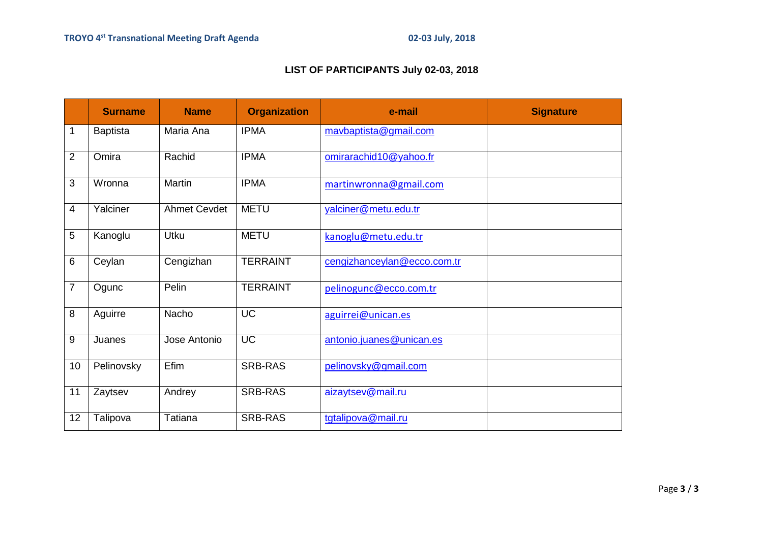# LIST OF PARTICIPANTS July 02-03, 2018

| | Surname | Name | Organization | e-mail | Signature |
|---|---|---|---|---|---|
| 1 | Baptista | Maria Ana | IPMA | mavbaptista@gmail.com | |
| 2 | Omira | Rachid | IPMA | omirarachid10@yahoo.fr | |
| 3 | Wronna | Martin | IPMA | martinwronna@gmail.com | |
| 4 | Yalciner | Ahmet Cevdet | METU | yalciner@metu.edu.tr | |
| 5 | Kanoglu | Utku | METU | kanoglu@metu.edu.tr | |
| 6 | Ceylan | Cengizhan | TERRAINT | cengizhanceylan@ecco.com.tr | |
| 7 | Ogunc | Pelin | TERRAINT | pelinogunc@ecco.com.tr | |
| 8 | Aguirre | Nacho | UC | aguirrei@unican.es | |
| 9 | Juanes | Jose Antonio | UC | antonio.juanes@unican.es | |
| 10 | Pelinovsky | Efim | SRB-RAS | pelinovsky@gmail.com | |
| 11 | Zaytsev | Andrey | SRB-RAS | aizaytsev@mail.ru | |
| 12 | Talipova | Tatiana | SRB-RAS | tgtalipova@mail.ru | |